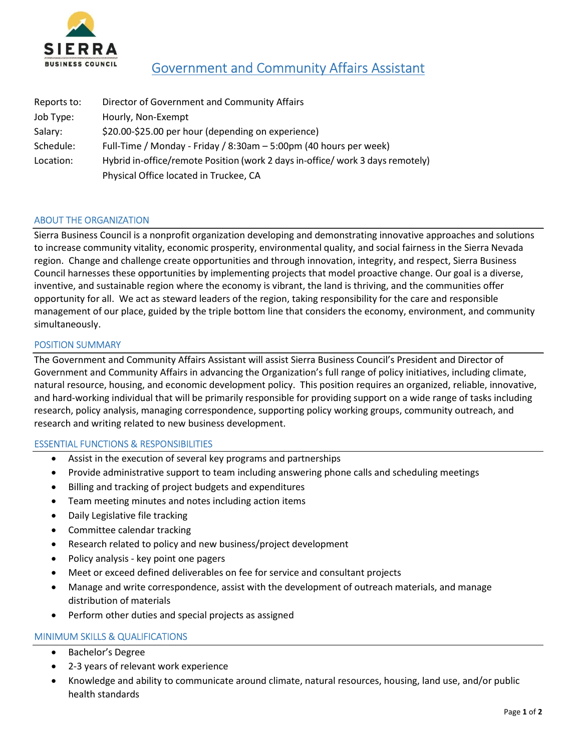SIERRA
BUSINESS COUNCIL

# Government and Community Affairs Assistant

| | |
|---|---|
| Reports to: | Director of Government and Community Affairs |
| Job Type: | Hourly, Non-Exempt |
| Salary: | $20.00-$25.00 per hour (depending on experience) |
| Schedule: | Full-Time / Monday - Friday / 8:30am – 5:00pm (40 hours per week) |
| Location: | Hybrid in-office/remote Position (work 2 days in-office/ work 3 days remotely)<br>Physical Office located in Truckee, CA |

## ABOUT THE ORGANIZATION

Sierra Business Council is a nonprofit organization developing and demonstrating innovative approaches and solutions to increase community vitality, economic prosperity, environmental quality, and social fairness in the Sierra Nevada region. Change and challenge create opportunities and through innovation, integrity, and respect, Sierra Business Council harnesses these opportunities by implementing projects that model proactive change. Our goal is a diverse, inventive, and sustainable region where the economy is vibrant, the land is thriving, and the communities offer opportunity for all. We act as steward leaders of the region, taking responsibility for the care and responsible management of our place, guided by the triple bottom line that considers the economy, environment, and community simultaneously.

## POSITION SUMMARY

The Government and Community Affairs Assistant will assist Sierra Business Council's President and Director of Government and Community Affairs in advancing the Organization's full range of policy initiatives, including climate, natural resource, housing, and economic development policy. This position requires an organized, reliable, innovative, and hard-working individual that will be primarily responsible for providing support on a wide range of tasks including research, policy analysis, managing correspondence, supporting policy working groups, community outreach, and research and writing related to new business development.

## ESSENTIAL FUNCTIONS & RESPONSIBILITIES

- Assist in the execution of several key programs and partnerships
- Provide administrative support to team including answering phone calls and scheduling meetings
- Billing and tracking of project budgets and expenditures
- Team meeting minutes and notes including action items
- Daily Legislative file tracking
- Committee calendar tracking
- Research related to policy and new business/project development
- Policy analysis - key point one pagers
- Meet or exceed defined deliverables on fee for service and consultant projects
- Manage and write correspondence, assist with the development of outreach materials, and manage distribution of materials
- Perform other duties and special projects as assigned

## MINIMUM SKILLS & QUALIFICATIONS

- Bachelor's Degree
- 2-3 years of relevant work experience
- Knowledge and ability to communicate around climate, natural resources, housing, land use, and/or public health standards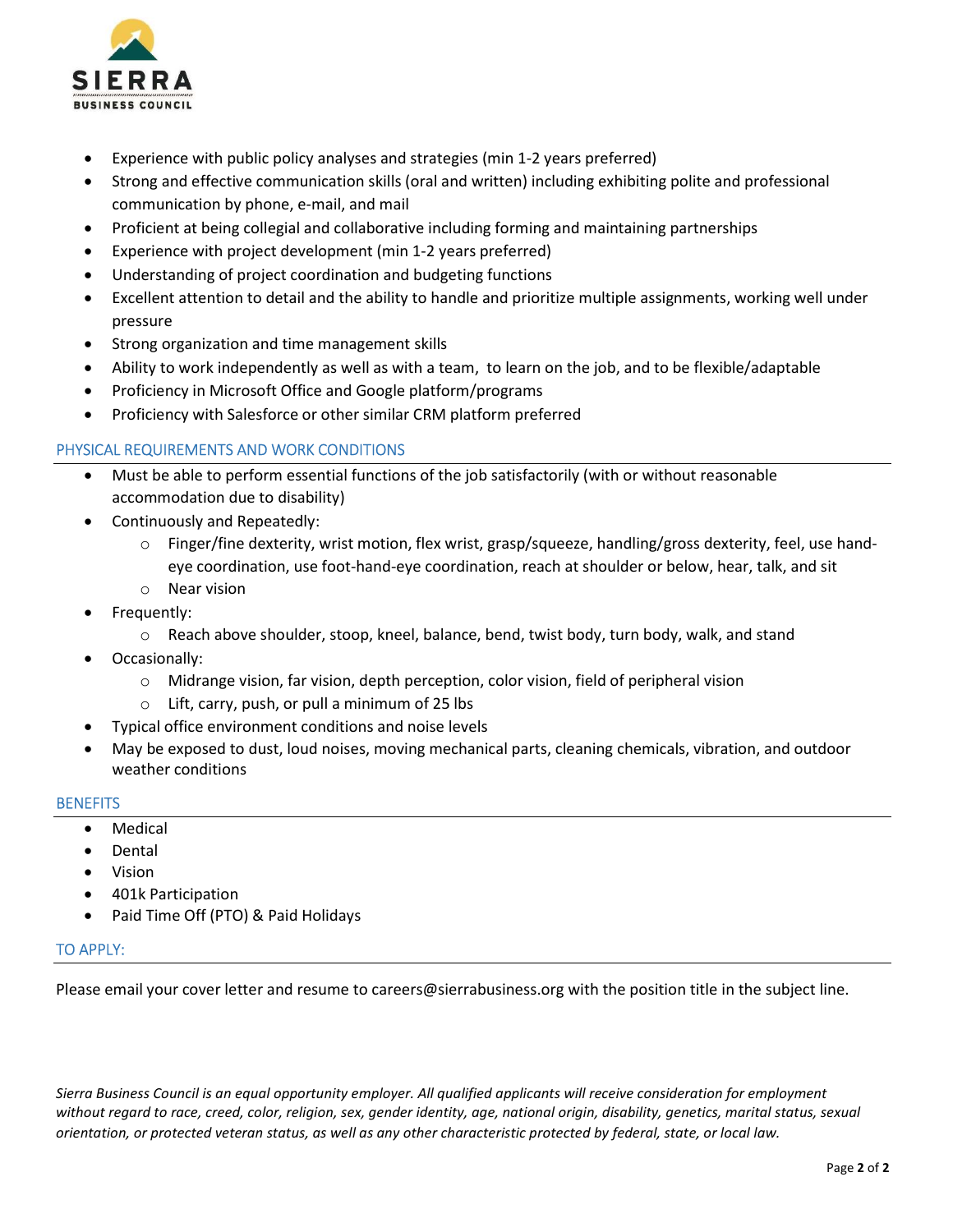- Experience with public policy analyses and strategies (min 1-2 years preferred)
- Strong and effective communication skills (oral and written) including exhibiting polite and professional communication by phone, e-mail, and mail
- Proficient at being collegial and collaborative including forming and maintaining partnerships
- Experience with project development (min 1-2 years preferred)
- Understanding of project coordination and budgeting functions
- Excellent attention to detail and the ability to handle and prioritize multiple assignments, working well under pressure
- Strong organization and time management skills
- Ability to work independently as well as with a team, to learn on the job, and to be flexible/adaptable
- Proficiency in Microsoft Office and Google platform/programs
- Proficiency with Salesforce or other similar CRM platform preferred

## PHYSICAL REQUIREMENTS AND WORK CONDITIONS

- Must be able to perform essential functions of the job satisfactorily (with or without reasonable accommodation due to disability)
- Continuously and Repeatedly:
  - Finger/fine dexterity, wrist motion, flex wrist, grasp/squeeze, handling/gross dexterity, feel, use hand-eye coordination, use foot-hand-eye coordination, reach at shoulder or below, hear, talk, and sit
  - Near vision
- Frequently:
  - Reach above shoulder, stoop, kneel, balance, bend, twist body, turn body, walk, and stand
- Occasionally:
  - Midrange vision, far vision, depth perception, color vision, field of peripheral vision
  - Lift, carry, push, or pull a minimum of 25 lbs
- Typical office environment conditions and noise levels
- May be exposed to dust, loud noises, moving mechanical parts, cleaning chemicals, vibration, and outdoor weather conditions

## BENEFITS

- Medical
- Dental
- Vision
- 401k Participation
- Paid Time Off (PTO) & Paid Holidays

## TO APPLY:

Please email your cover letter and resume to careers@sierrabusiness.org with the position title in the subject line.

*Sierra Business Council is an equal opportunity employer. All qualified applicants will receive consideration for employment without regard to race, creed, color, religion, sex, gender identity, age, national origin, disability, genetics, marital status, sexual orientation, or protected veteran status, as well as any other characteristic protected by federal, state, or local law.*